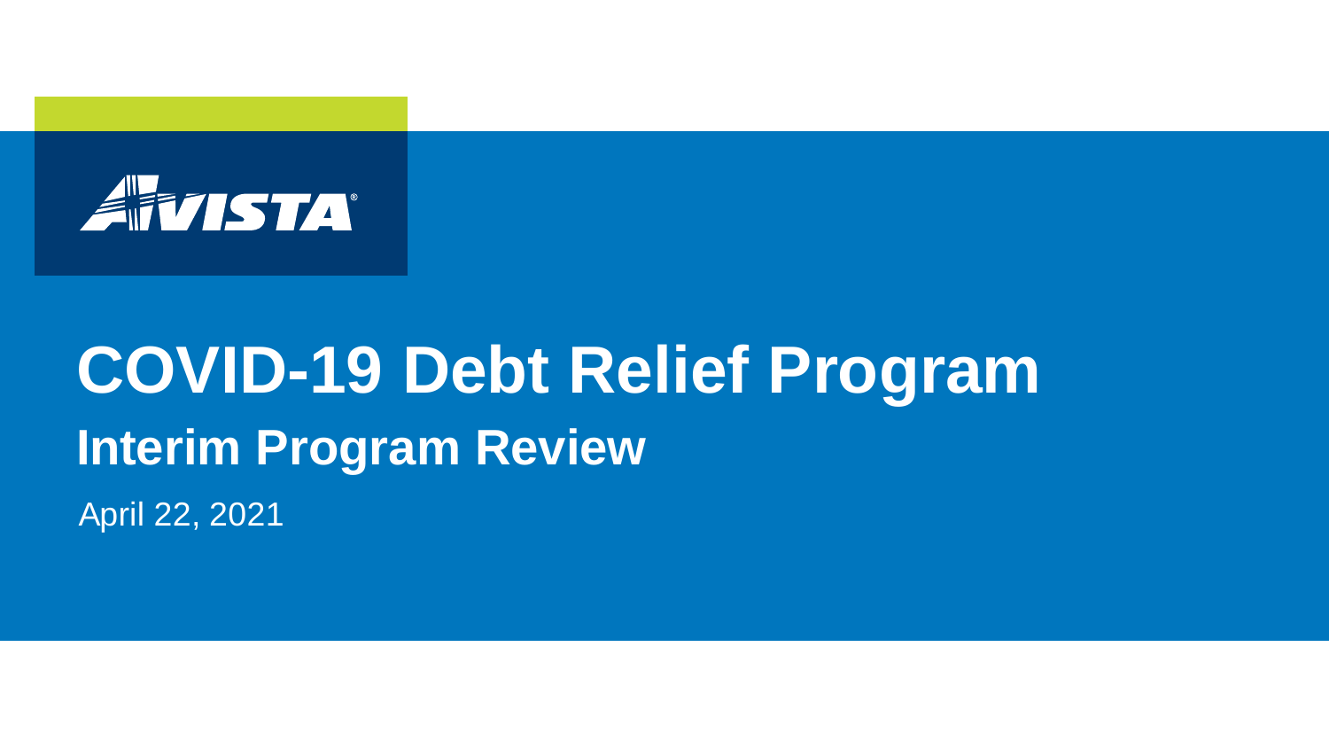AVISTA

# COVID-19 Debt Relief Program

## Interim Program Review

April 22, 2021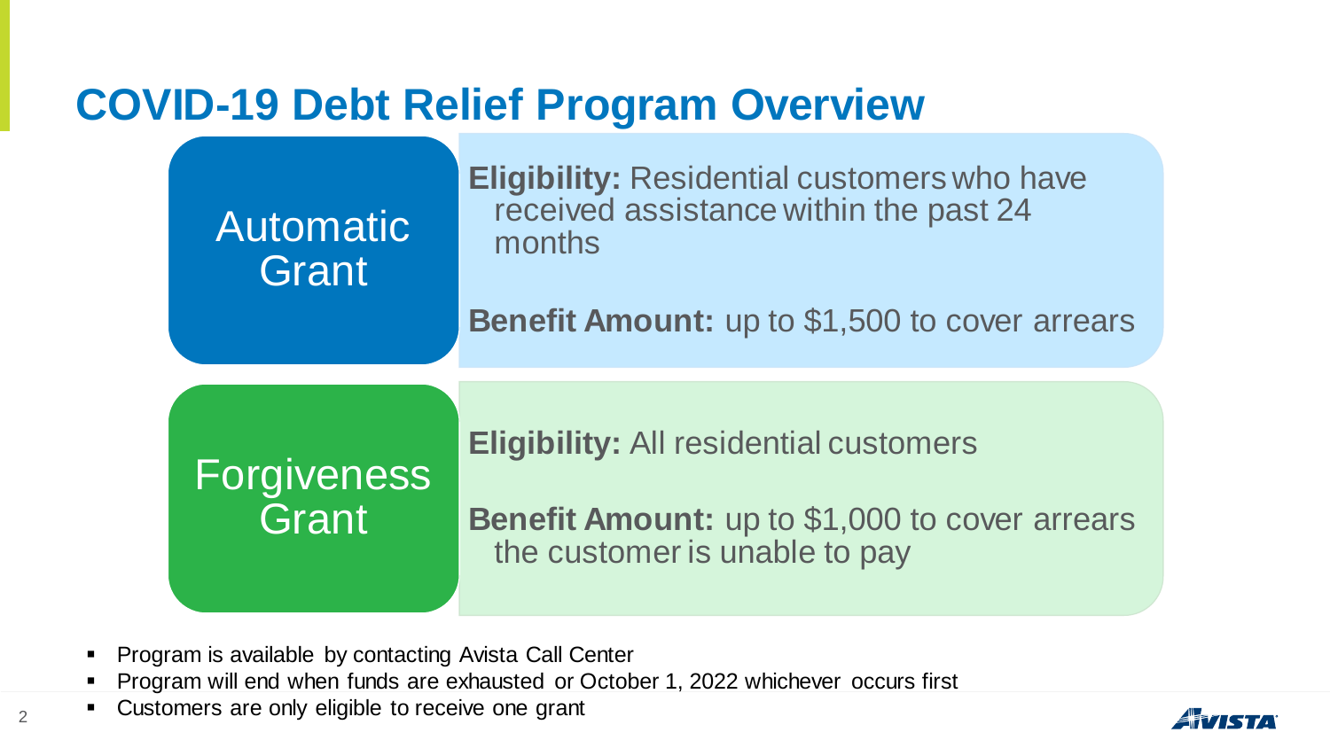# COVID-19 Debt Relief Program Overview

## Automatic Grant

**Eligibility:** Residential customers who have received assistance within the past 24 months

**Benefit Amount:** up to $1,500 to cover arrears

## Forgiveness Grant

**Eligibility:** All residential customers

**Benefit Amount:** up to $1,000 to cover arrears the customer is unable to pay

- Program is available by contacting Avista Call Center
- Program will end when funds are exhausted or October 1, 2022 whichever occurs first
- Customers are only eligible to receive one grant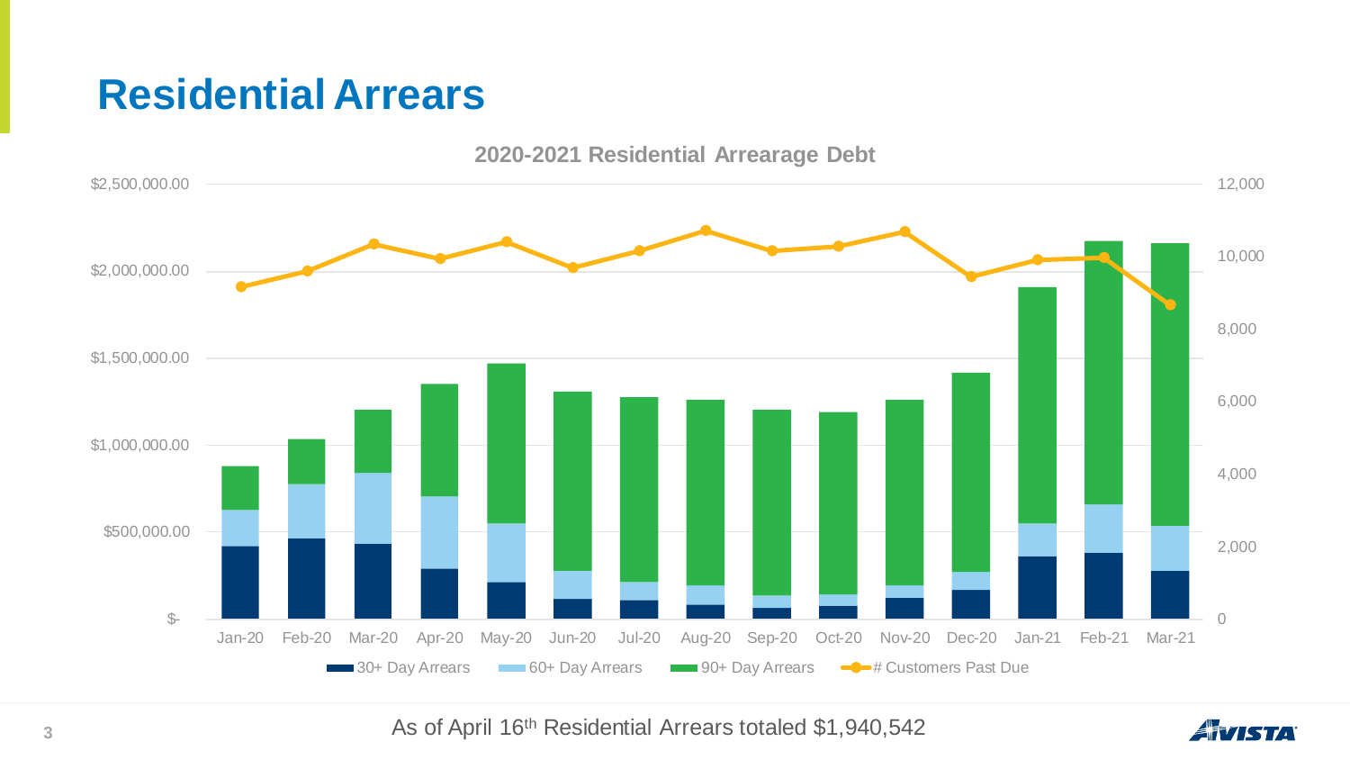# Residential Arrears

**2020-2021 Residential Arrearage Debt**

30+ Day Arrears | 60+ Day Arrears | 90+ Day Arrears | # Customers Past Due

As of April 16th Residential Arrears totaled $1,940,542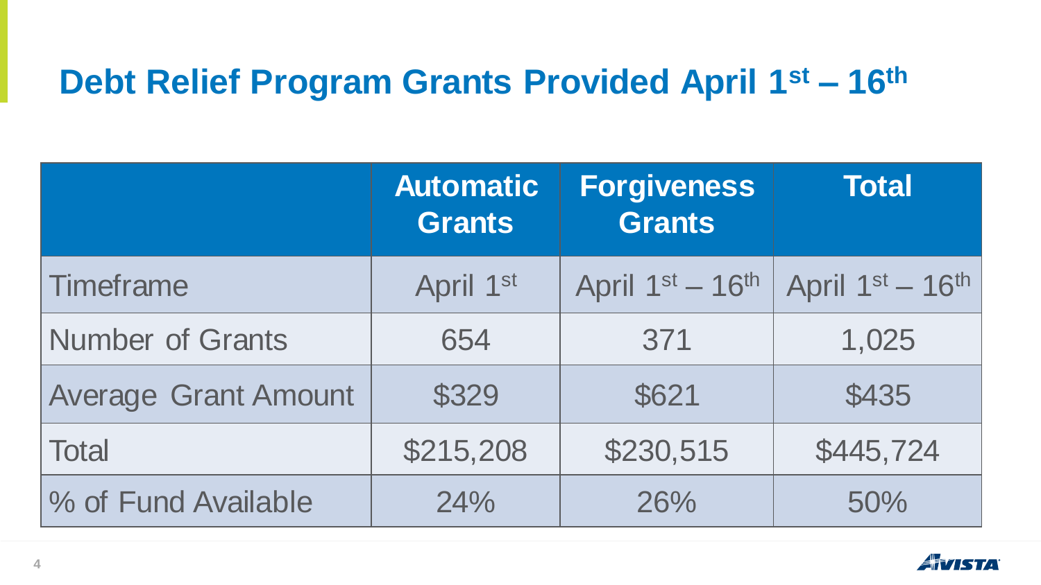# Debt Relief Program Grants Provided April 1st – 16th

| | Automatic Grants | Forgiveness Grants | Total |
|---|---|---|---|
| Timeframe | April 1st | April 1st – 16th | April 1st – 16th |
| Number of Grants | 654 | 371 | 1,025 |
| Average Grant Amount | $329 | $621 | $435 |
| Total | $215,208 | $230,515 | $445,724 |
| % of Fund Available | 24% | 26% | 50% |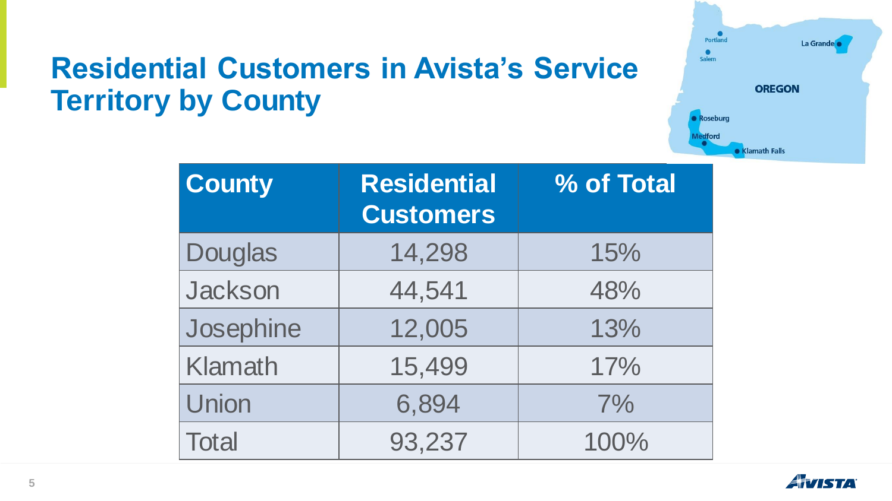# Residential Customers in Avista's Service Territory by County

| County | Residential Customers | % of Total |
|---|---|---|
| Douglas | 14,298 | 15% |
| Jackson | 44,541 | 48% |
| Josephine | 12,005 | 13% |
| Klamath | 15,499 | 17% |
| Union | 6,894 | 7% |
| Total | 93,237 | 100% |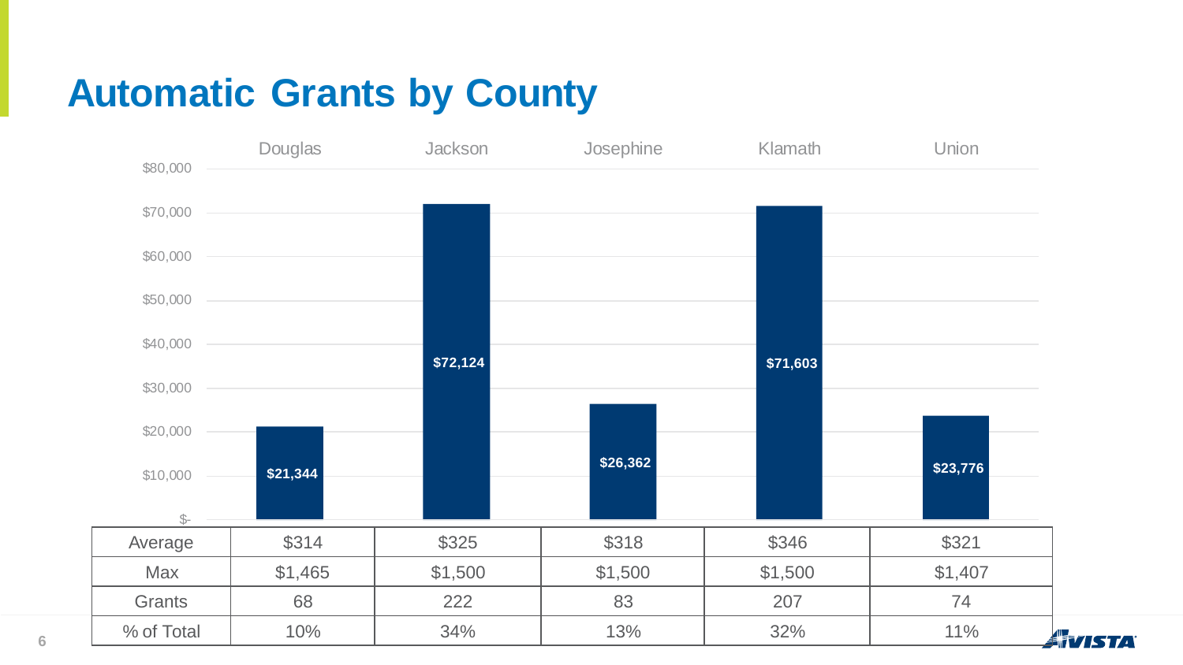# Automatic Grants by County

| | Douglas | Jackson | Josephine | Klamath | Union |
|---|---|---|---|---|---|
| Total | $21,344 | $72,124 | $26,362 | $71,603 | $23,776 |
| Average | $314 | $325 | $318 | $346 | $321 |
| Max | $1,465 | $1,500 | $1,500 | $1,500 | $1,407 |
| Grants | 68 | 222 | 83 | 207 | 74 |
| % of Total | 10% | 34% | 13% | 32% | 11% |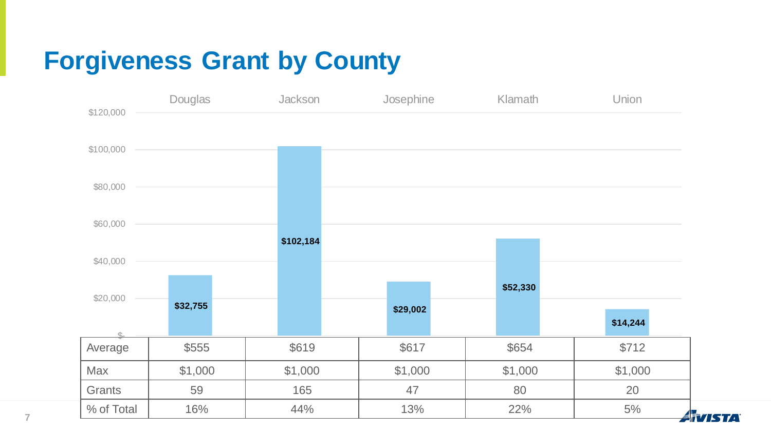# Forgiveness Grant by County

| | Douglas | Jackson | Josephine | Klamath | Union |
|---|---|---|---|---|---|
| Total | $32,755 | $102,184 | $29,002 | $52,330 | $14,244 |
| Average | $555 | $619 | $617 | $654 | $712 |
| Max | $1,000 | $1,000 | $1,000 | $1,000 | $1,000 |
| Grants | 59 | 165 | 47 | 80 | 20 |
| % of Total | 16% | 44% | 13% | 22% | 5% |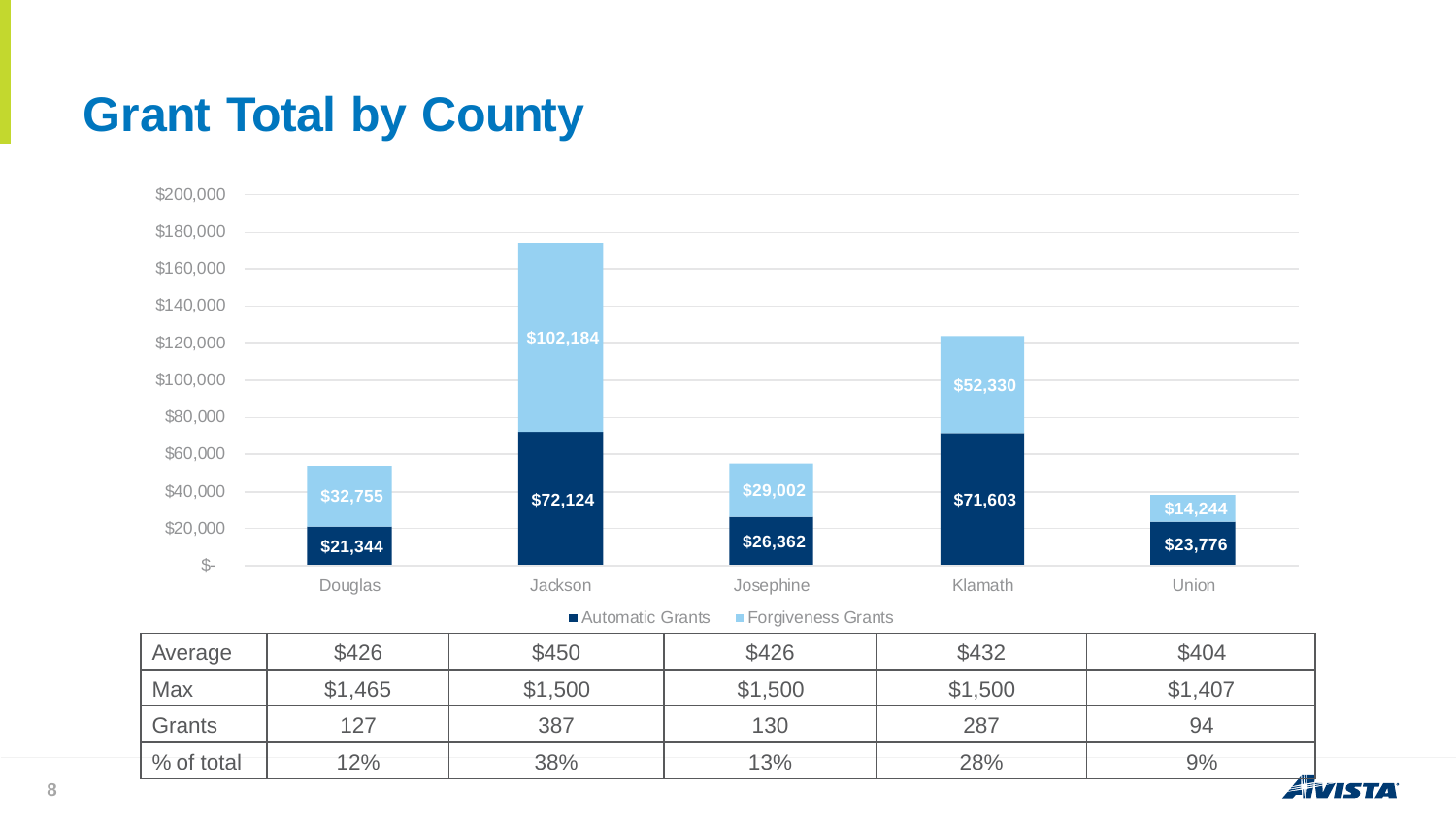# Grant Total by County

| | Douglas | Jackson | Josephine | Klamath | Union |
|---|---|---|---|---|---|
| Automatic Grants | $21,344 | $72,124 | $26,362 | $71,603 | $23,776 |
| Forgiveness Grants | $32,755 | $102,184 | $29,002 | $52,330 | $14,244 |

| | | | | | |
|---|---|---|---|---|---|
| Average | $426 | $450 | $426 | $432 | $404 |
| Max | $1,465 | $1,500 | $1,500 | $1,500 | $1,407 |
| Grants | 127 | 387 | 130 | 287 | 94 |
| % of total | 12% | 38% | 13% | 28% | 9% |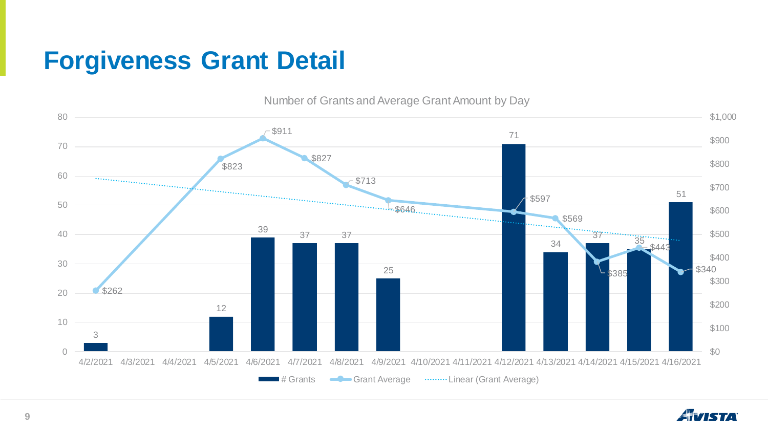# Forgiveness Grant Detail

Number of Grants and Average Grant Amount by Day

| Date | # Grants | Grant Average |
|---|---|---|
| 4/2/2021 | 3 | $262 |
| 4/3/2021 | | |
| 4/4/2021 | | |
| 4/5/2021 | 12 | $823 |
| 4/6/2021 | 39 | $911 |
| 4/7/2021 | 37 | $827 |
| 4/8/2021 | 37 | $713 |
| 4/9/2021 | 25 | $646 |
| 4/10/2021 | | |
| 4/11/2021 | | |
| 4/12/2021 | 71 | $597 |
| 4/13/2021 | 34 | $569 |
| 4/14/2021 | 37 | $385 |
| 4/15/2021 | 35 | $443 |
| 4/16/2021 | 51 | $340 |

Legend: # Grants, Grant Average, Linear (Grant Average)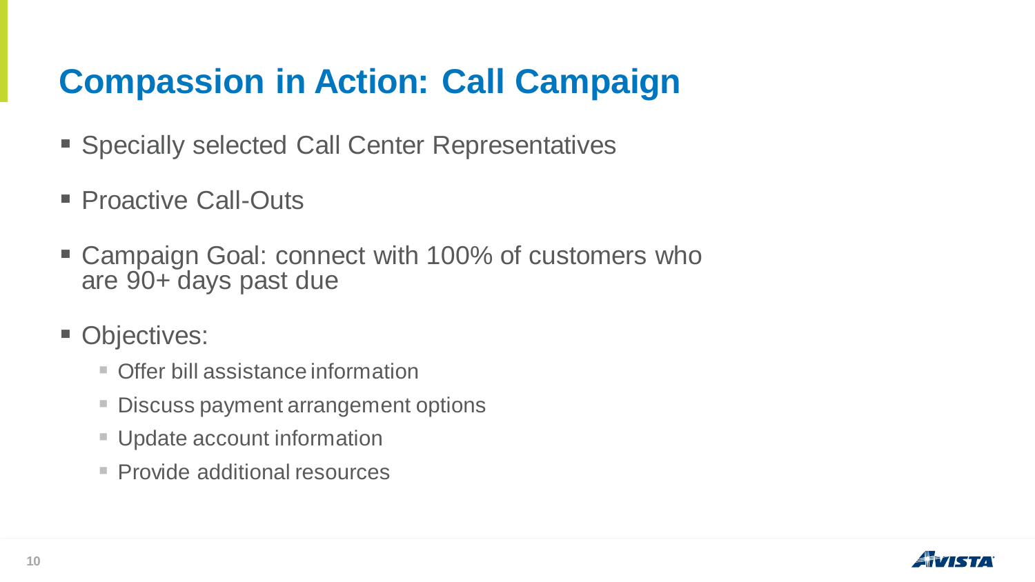# Compassion in Action: Call Campaign

- Specially selected Call Center Representatives
- Proactive Call-Outs
- Campaign Goal: connect with 100% of customers who are 90+ days past due
- Objectives:
  - Offer bill assistance information
  - Discuss payment arrangement options
  - Update account information
  - Provide additional resources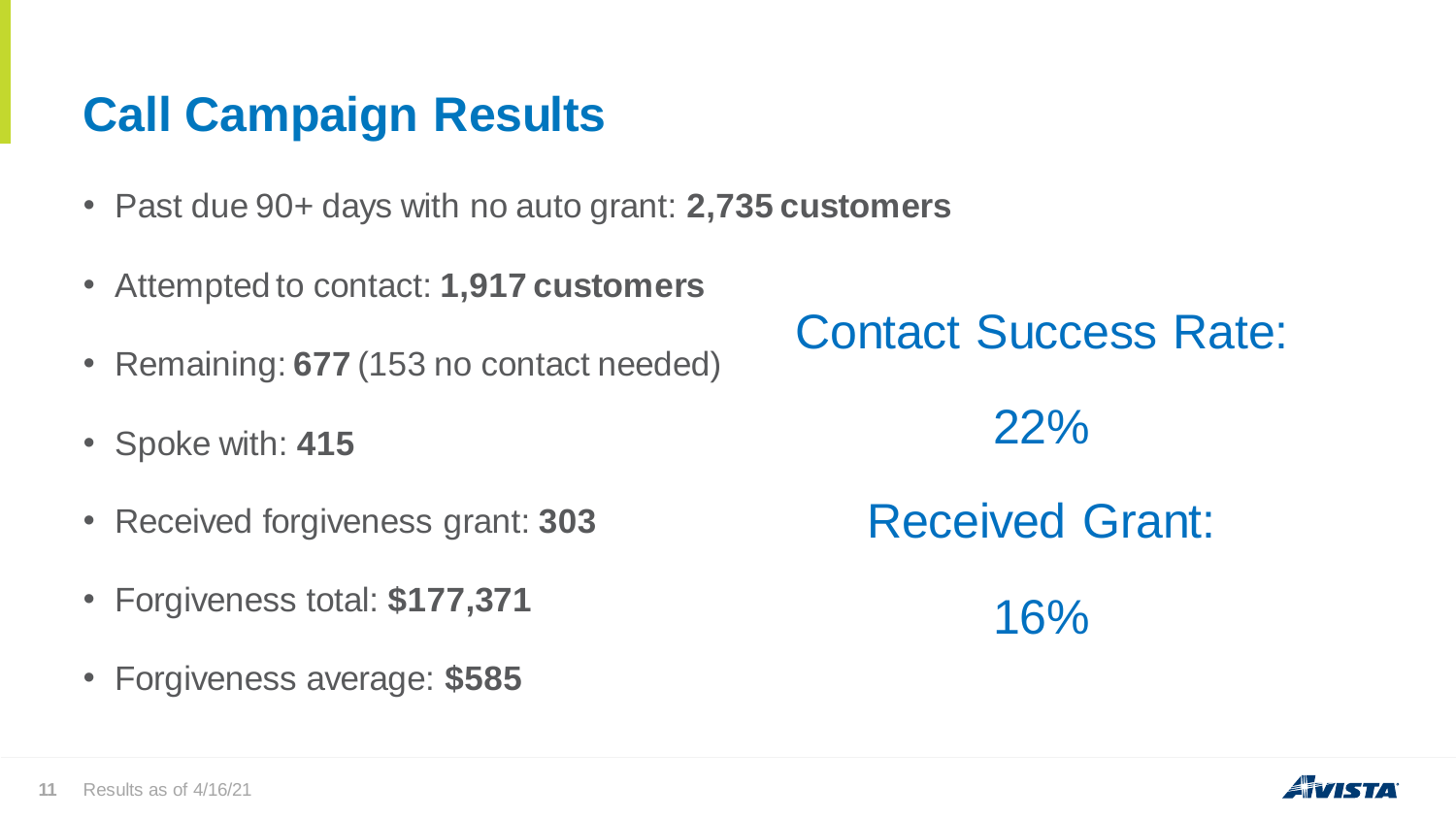# Call Campaign Results

- Past due 90+ days with no auto grant: **2,735 customers**
- Attempted to contact: **1,917 customers**
- Remaining: **677** (153 no contact needed)
- Spoke with: **415**
- Received forgiveness grant: **303**
- Forgiveness total: **$177,371**
- Forgiveness average: **$585**

Contact Success Rate:

22%

Received Grant:

16%

Results as of 4/16/21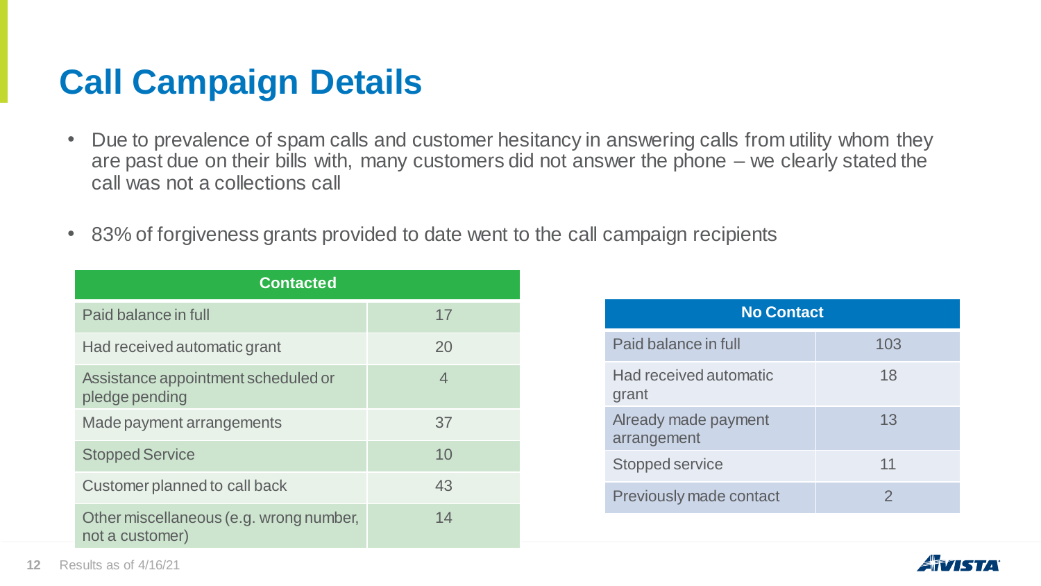# Call Campaign Details

- Due to prevalence of spam calls and customer hesitancy in answering calls from utility whom they are past due on their bills with, many customers did not answer the phone – we clearly stated the call was not a collections call
- 83% of forgiveness grants provided to date went to the call campaign recipients

| Contacted | |
|---|---|
| Paid balance in full | 17 |
| Had received automatic grant | 20 |
| Assistance appointment scheduled or pledge pending | 4 |
| Made payment arrangements | 37 |
| Stopped Service | 10 |
| Customer planned to call back | 43 |
| Other miscellaneous (e.g. wrong number, not a customer) | 14 |

| No Contact | |
|---|---|
| Paid balance in full | 103 |
| Had received automatic grant | 18 |
| Already made payment arrangement | 13 |
| Stopped service | 11 |
| Previously made contact | 2 |

Results as of 4/16/21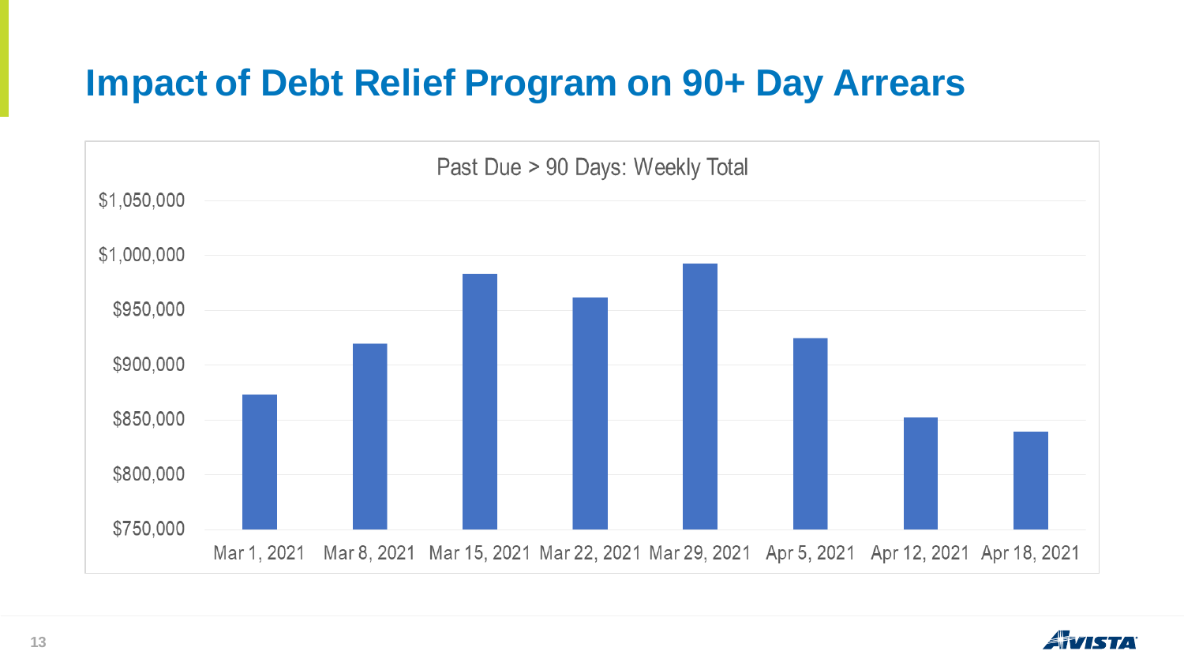# Impact of Debt Relief Program on 90+ Day Arrears

Past Due > 90 Days: Weekly Total

$1,050,000
$1,000,000
$950,000
$900,000
$850,000
$800,000
$750,000

Mar 1, 2021 | Mar 8, 2021 | Mar 15, 2021 | Mar 22, 2021 | Mar 29, 2021 | Apr 5, 2021 | Apr 12, 2021 | Apr 18, 2021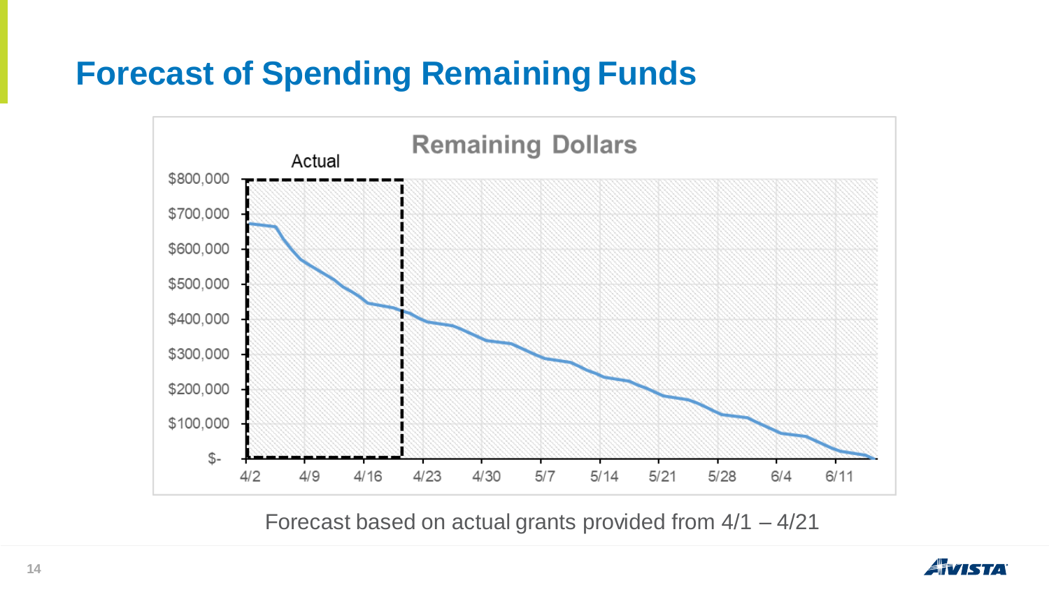# Forecast of Spending Remaining Funds

**Remaining Dollars**

Actual

Forecast based on actual grants provided from 4/1 – 4/21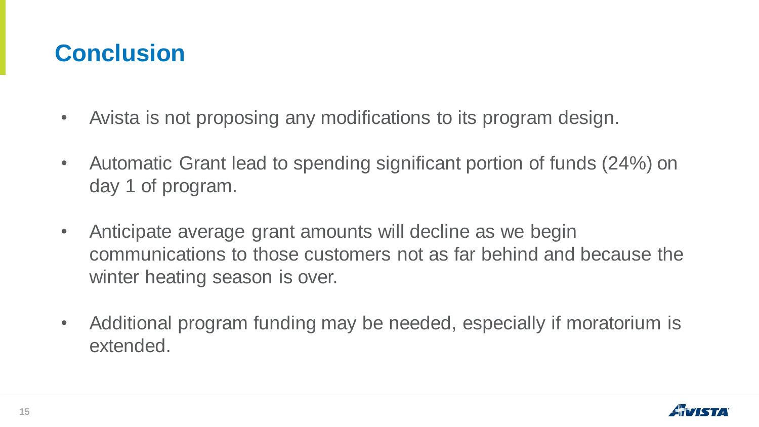# Conclusion

- Avista is not proposing any modifications to its program design.
- Automatic Grant lead to spending significant portion of funds (24%) on day 1 of program.
- Anticipate average grant amounts will decline as we begin communications to those customers not as far behind and because the winter heating season is over.
- Additional program funding may be needed, especially if moratorium is extended.